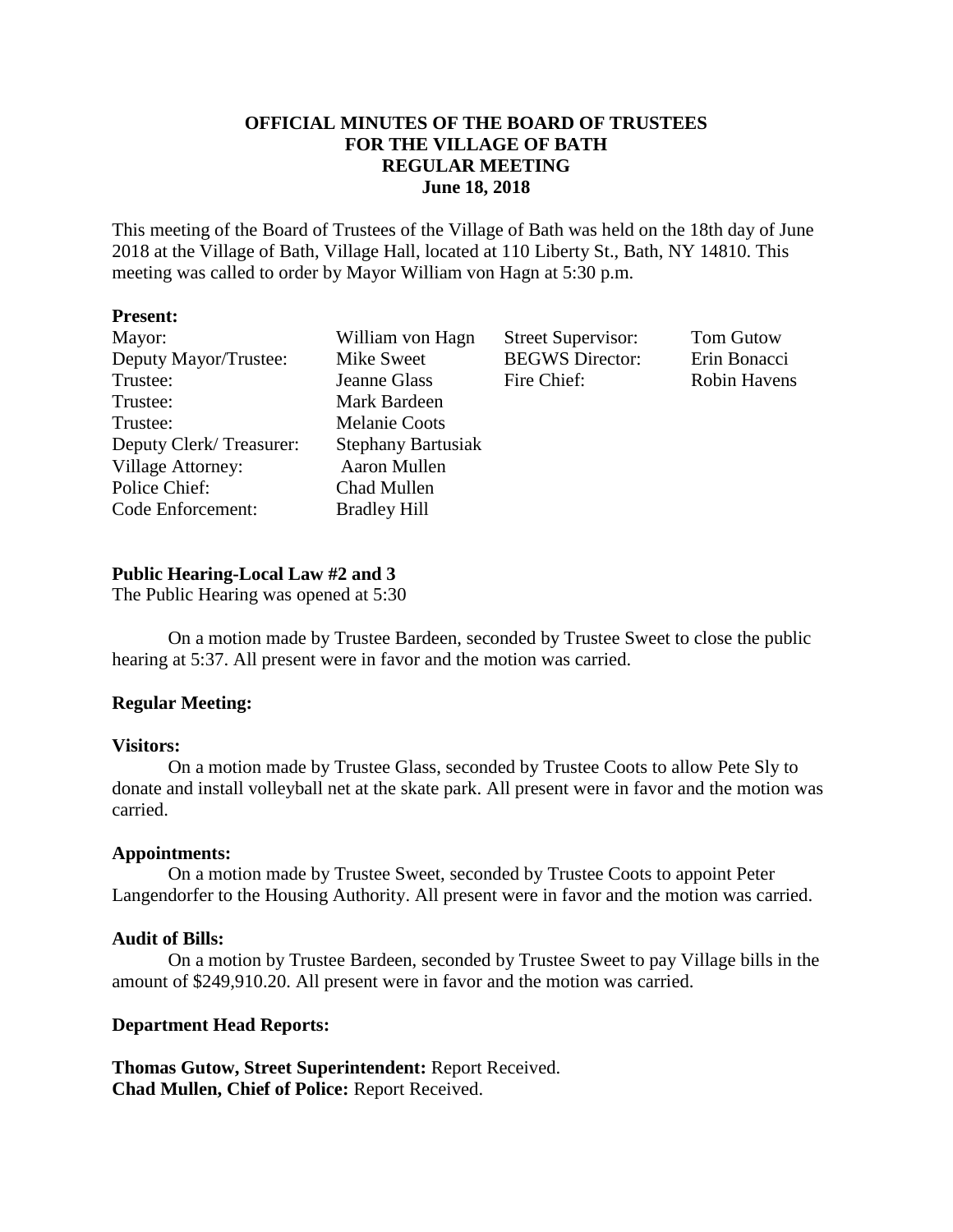**OFFICIAL MINUTES OF THE BOARD OF TRUSTEES**
**FOR THE VILLAGE OF BATH**
**REGULAR MEETING**
**June 18, 2018**

This meeting of the Board of Trustees of the Village of Bath was held on the 18th day of June 2018 at the Village of Bath, Village Hall, located at 110 Liberty St., Bath, NY 14810. This meeting was called to order by Mayor William von Hagn at 5:30 p.m.

**Present:**

| | | | |
|---|---|---|---|
| Mayor: | William von Hagn | Street Supervisor: | Tom Gutow |
| Deputy Mayor/Trustee: | Mike Sweet | BEGWS Director: | Erin Bonacci |
| Trustee: | Jeanne Glass | Fire Chief: | Robin Havens |
| Trustee: | Mark Bardeen | | |
| Trustee: | Melanie Coots | | |
| Deputy Clerk/ Treasurer: | Stephany Bartusiak | | |
| Village Attorney: | Aaron Mullen | | |
| Police Chief: | Chad Mullen | | |
| Code Enforcement: | Bradley Hill | | |

**Public Hearing-Local Law #2 and 3**
The Public Hearing was opened at 5:30

On a motion made by Trustee Bardeen, seconded by Trustee Sweet to close the public hearing at 5:37. All present were in favor and the motion was carried.

**Regular Meeting:**

**Visitors:**
On a motion made by Trustee Glass, seconded by Trustee Coots to allow Pete Sly to donate and install volleyball net at the skate park. All present were in favor and the motion was carried.

**Appointments:**
On a motion made by Trustee Sweet, seconded by Trustee Coots to appoint Peter Langendorfer to the Housing Authority. All present were in favor and the motion was carried.

**Audit of Bills:**
On a motion by Trustee Bardeen, seconded by Trustee Sweet to pay Village bills in the amount of $249,910.20. All present were in favor and the motion was carried.

**Department Head Reports:**

**Thomas Gutow, Street Superintendent:** Report Received.
**Chad Mullen, Chief of Police:** Report Received.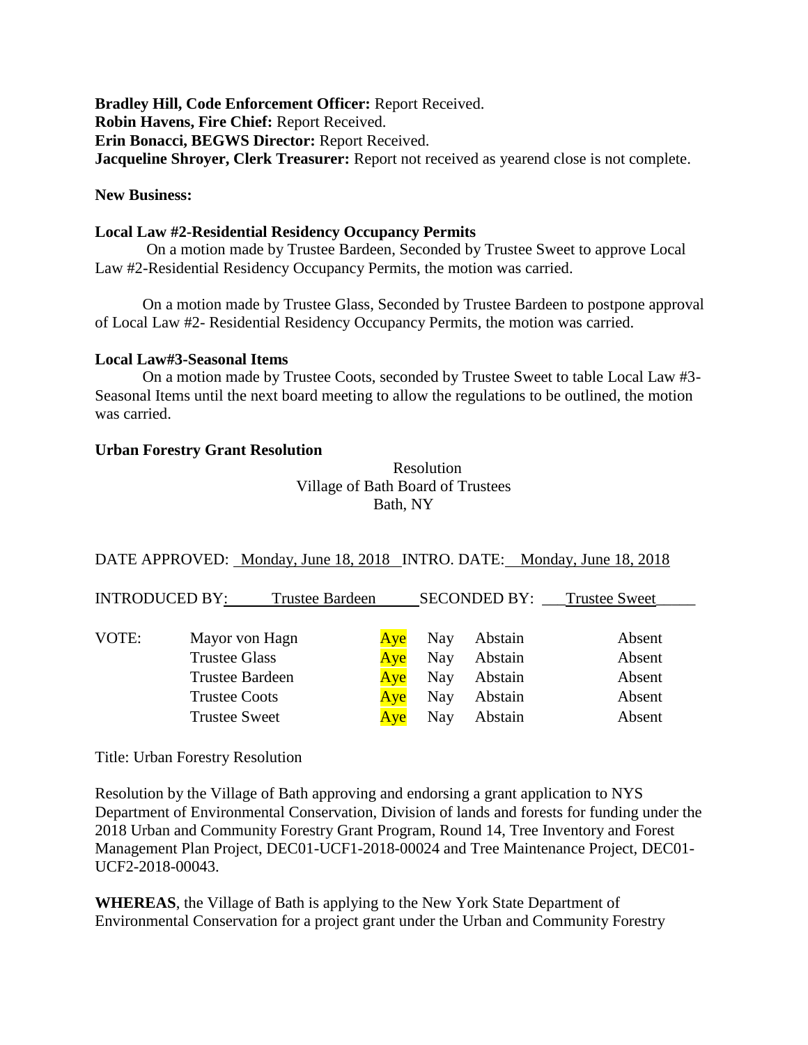**Bradley Hill, Code Enforcement Officer:** Report Received.
**Robin Havens, Fire Chief:** Report Received.
**Erin Bonacci, BEGWS Director:** Report Received.
**Jacqueline Shroyer, Clerk Treasurer:** Report not received as yearend close is not complete.

**New Business:**

**Local Law #2-Residential Residency Occupancy Permits**

On a motion made by Trustee Bardeen, Seconded by Trustee Sweet to approve Local Law #2-Residential Residency Occupancy Permits, the motion was carried.

On a motion made by Trustee Glass, Seconded by Trustee Bardeen to postpone approval of Local Law #2- Residential Residency Occupancy Permits, the motion was carried.

**Local Law#3-Seasonal Items**

On a motion made by Trustee Coots, seconded by Trustee Sweet to table Local Law #3-Seasonal Items until the next board meeting to allow the regulations to be outlined, the motion was carried.

**Urban Forestry Grant Resolution**

Resolution
Village of Bath Board of Trustees
Bath, NY

DATE APPROVED: Monday, June 18, 2018 INTRO. DATE: Monday, June 18, 2018

INTRODUCED BY: Trustee Bardeen SECONDED BY: Trustee Sweet

| VOTE: | | | | | |
|---|---|---|---|---|---|
| | Mayor von Hagn | Aye | Nay | Abstain | Absent |
| | Trustee Glass | Aye | Nay | Abstain | Absent |
| | Trustee Bardeen | Aye | Nay | Abstain | Absent |
| | Trustee Coots | Aye | Nay | Abstain | Absent |
| | Trustee Sweet | Aye | Nay | Abstain | Absent |

Title: Urban Forestry Resolution

Resolution by the Village of Bath approving and endorsing a grant application to NYS Department of Environmental Conservation, Division of lands and forests for funding under the 2018 Urban and Community Forestry Grant Program, Round 14, Tree Inventory and Forest Management Plan Project, DEC01-UCF1-2018-00024 and Tree Maintenance Project, DEC01-UCF2-2018-00043.

**WHEREAS**, the Village of Bath is applying to the New York State Department of Environmental Conservation for a project grant under the Urban and Community Forestry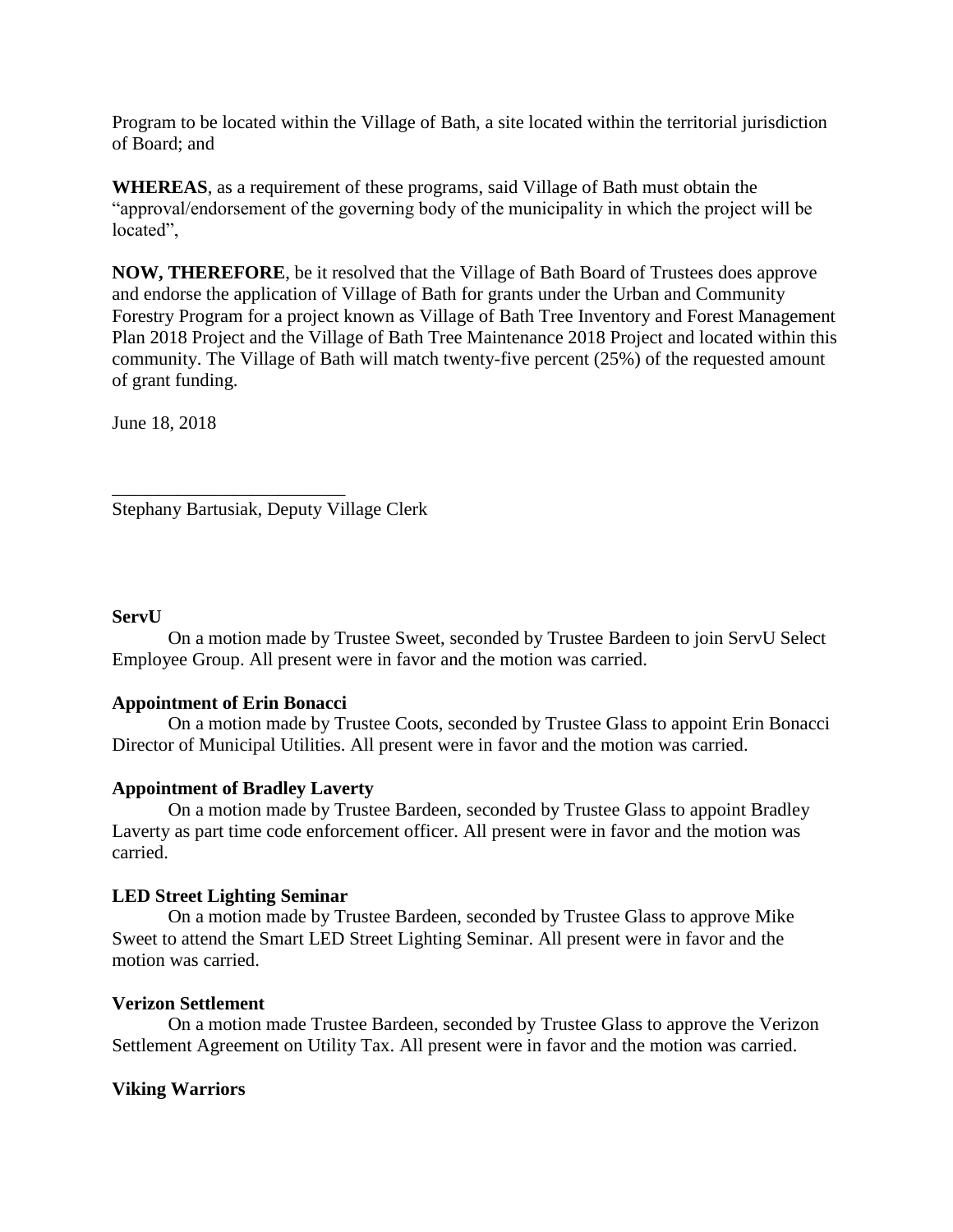Program to be located within the Village of Bath, a site located within the territorial jurisdiction of Board; and

**WHEREAS**, as a requirement of these programs, said Village of Bath must obtain the "approval/endorsement of the governing body of the municipality in which the project will be located",

**NOW, THEREFORE**, be it resolved that the Village of Bath Board of Trustees does approve and endorse the application of Village of Bath for grants under the Urban and Community Forestry Program for a project known as Village of Bath Tree Inventory and Forest Management Plan 2018 Project and the Village of Bath Tree Maintenance 2018 Project and located within this community. The Village of Bath will match twenty-five percent (25%) of the requested amount of grant funding.

June 18, 2018

_________________________

Stephany Bartusiak, Deputy Village Clerk

**ServU**

On a motion made by Trustee Sweet, seconded by Trustee Bardeen to join ServU Select Employee Group. All present were in favor and the motion was carried.

**Appointment of Erin Bonacci**

On a motion made by Trustee Coots, seconded by Trustee Glass to appoint Erin Bonacci Director of Municipal Utilities. All present were in favor and the motion was carried.

**Appointment of Bradley Laverty**

On a motion made by Trustee Bardeen, seconded by Trustee Glass to appoint Bradley Laverty as part time code enforcement officer. All present were in favor and the motion was carried.

**LED Street Lighting Seminar**

On a motion made by Trustee Bardeen, seconded by Trustee Glass to approve Mike Sweet to attend the Smart LED Street Lighting Seminar. All present were in favor and the motion was carried.

**Verizon Settlement**

On a motion made Trustee Bardeen, seconded by Trustee Glass to approve the Verizon Settlement Agreement on Utility Tax. All present were in favor and the motion was carried.

**Viking Warriors**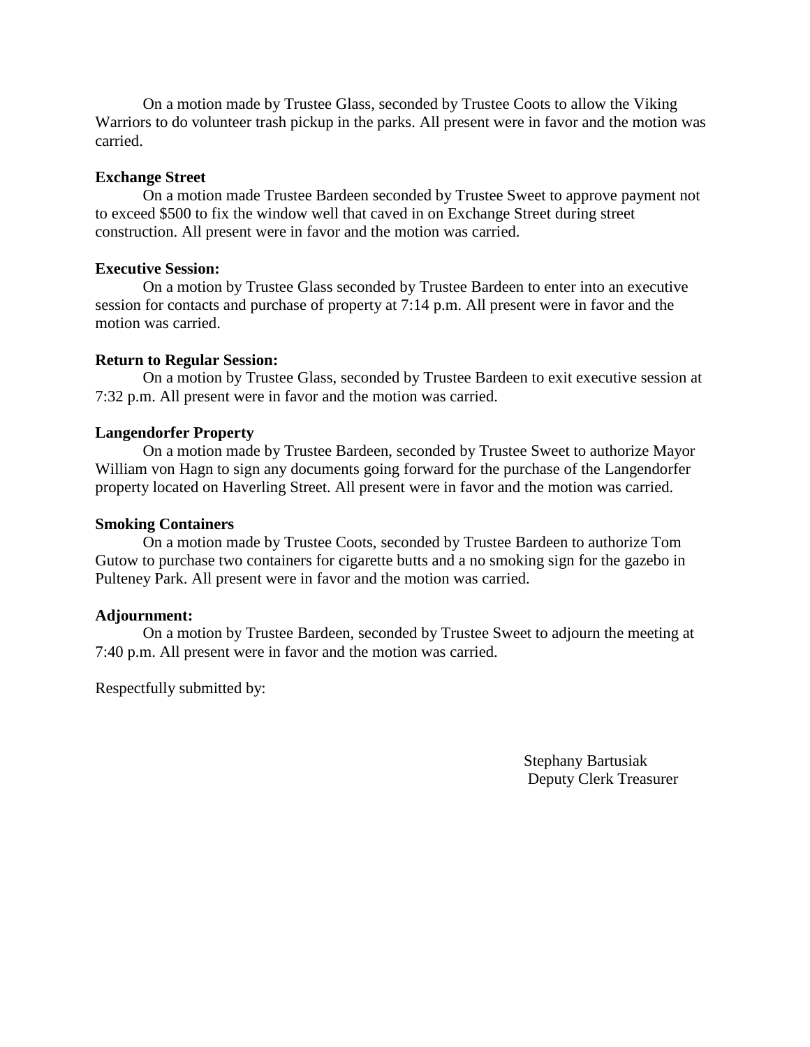On a motion made by Trustee Glass, seconded by Trustee Coots to allow the Viking Warriors to do volunteer trash pickup in the parks. All present were in favor and the motion was carried.

**Exchange Street**

On a motion made Trustee Bardeen seconded by Trustee Sweet to approve payment not to exceed $500 to fix the window well that caved in on Exchange Street during street construction. All present were in favor and the motion was carried.

**Executive Session:**

On a motion by Trustee Glass seconded by Trustee Bardeen to enter into an executive session for contacts and purchase of property at 7:14 p.m. All present were in favor and the motion was carried.

**Return to Regular Session:**

On a motion by Trustee Glass, seconded by Trustee Bardeen to exit executive session at 7:32 p.m. All present were in favor and the motion was carried.

**Langendorfer Property**

On a motion made by Trustee Bardeen, seconded by Trustee Sweet to authorize Mayor William von Hagn to sign any documents going forward for the purchase of the Langendorfer property located on Haverling Street. All present were in favor and the motion was carried.

**Smoking Containers**

On a motion made by Trustee Coots, seconded by Trustee Bardeen to authorize Tom Gutow to purchase two containers for cigarette butts and a no smoking sign for the gazebo in Pulteney Park. All present were in favor and the motion was carried.

**Adjournment:**

On a motion by Trustee Bardeen, seconded by Trustee Sweet to adjourn the meeting at 7:40 p.m. All present were in favor and the motion was carried.

Respectfully submitted by:

Stephany Bartusiak
Deputy Clerk Treasurer